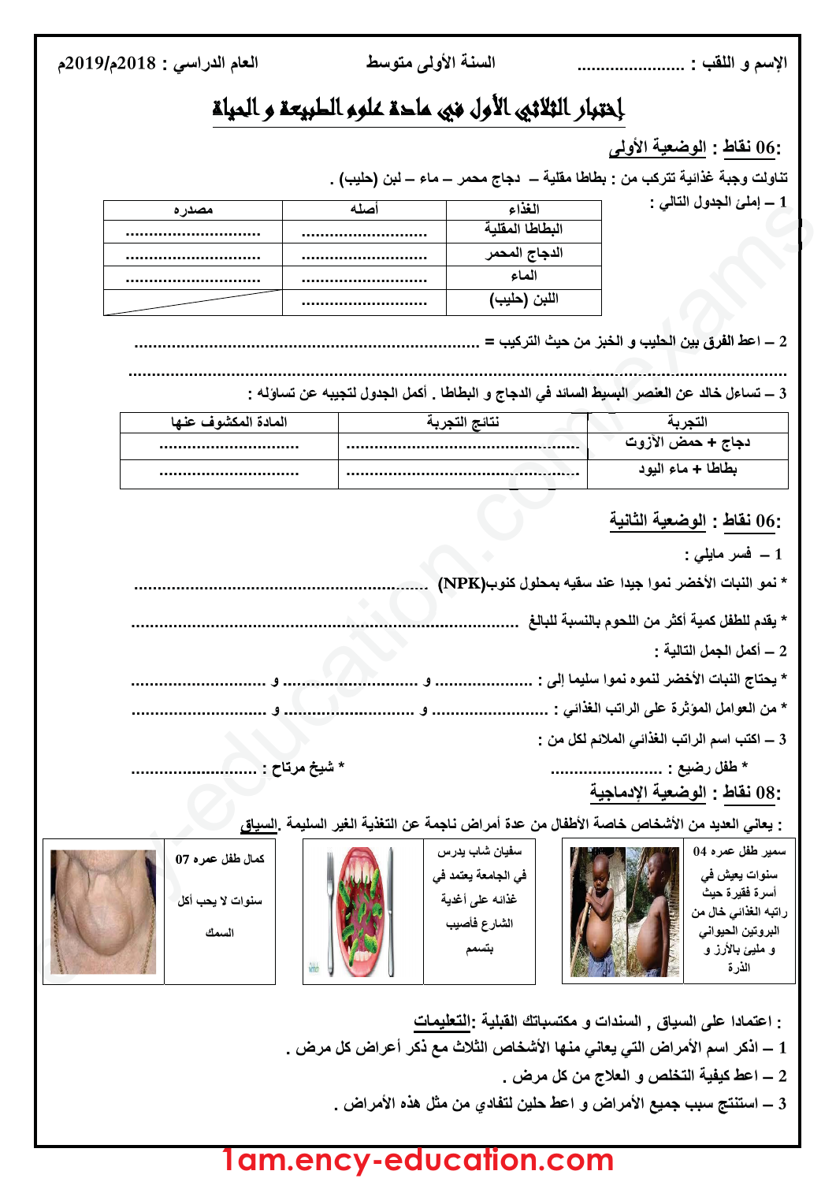الإسم و اللقب : ..................... السنة الأولى متوسط العام الدراسي : 2018م/2019م

# إختبار الثلاثي الأول في مادة علوم الطبيعة و الحياة

## 06 نقاط : الوضعية الأولى:

تناولت وجبة غذائية تتركب من : بطاطا مقلية – دجاج محمر – ماء – لبن (حليب) .

1 – إملئ الجدول التالي :

| الغذاء | أصله | مصدره |
|---|---|---|
| البطاطا المقلية | ......................... | ............................ |
| الدجاج المحمر | ......................... | ............................ |
| الماء | ......................... | ............................ |
| اللبن (حليب) | ......................... | |

2 – اعط الفرق بين الحليب و الخبز من حيث التركيب = ..........................................................................
..........................................................................................................................

3 – تساءل خالد عن العنصر البسيط السائد في الدجاج و البطاطا . أكمل الجدول لتجيبه عن تساؤله :

| التجربة | نتائج التجربة | المادة المكشوف عنها |
|---|---|---|
| دجاج + حمض الآزوت | .................................................. | ............................ |
| بطاطا + ماء اليود | .................................................. | ............................ |

## 06 نقاط : الوضعية الثانية:

1 – فسر مايلي :

* نمو النبات الأخضر نموا جيدا عند سقيه بمحلول كنوب(NPK) ..................................................

* يقدم للطفل كمية أكثر من اللحوم بالنسبة للبالغ ..........................................................................

2 – أكمل الجمل التالية :

* يحتاج النبات الأخضر لنموه نموا سليما إلى : ...................... و ......................... و ...........................

* من العوامل المؤثرة على الراتب الغذائي : ...................... و ......................... و ...........................

3 – اكتب اسم الراتب الغذائي الملائم لكل من :

* طفل رضيع : ....................... * شيخ مرتاح : ........................

## 08 نقاط : الوضعية الإدماجية:

السياق. يعاني العديد من الأشخاص خاصة الأطفال من عدة أمراض ناجمة عن التغذية الغير السليمة :

| سمير طفل عمره 04 سنوات يعيش في أسرة فقيرة حيث راتبه الغذائي خال من البروتين الحيواني و مليئ بالأرز و الذرة | | سفيان شاب يدرس في الجامعة يعتمد في غذائه على أغذية الشارع فأصيب بتسمم | | كمال طفل عمره 07 سنوات لا يحب أكل السمك | |
|---|---|---|---|---|---|

التعليمات: اعتمادا على السياق , السندات و مكتسباتك القبلية :

1 – اذكر اسم الأمراض التي يعاني منها الأشخاص الثلاث مع ذكر أعراض كل مرض .

2 – اعط كيفية التخلص و العلاج من كل مرض .

3 – استنتج سبب جميع الأمراض و اعط حلين لتفادي من مثل هذه الأمراض .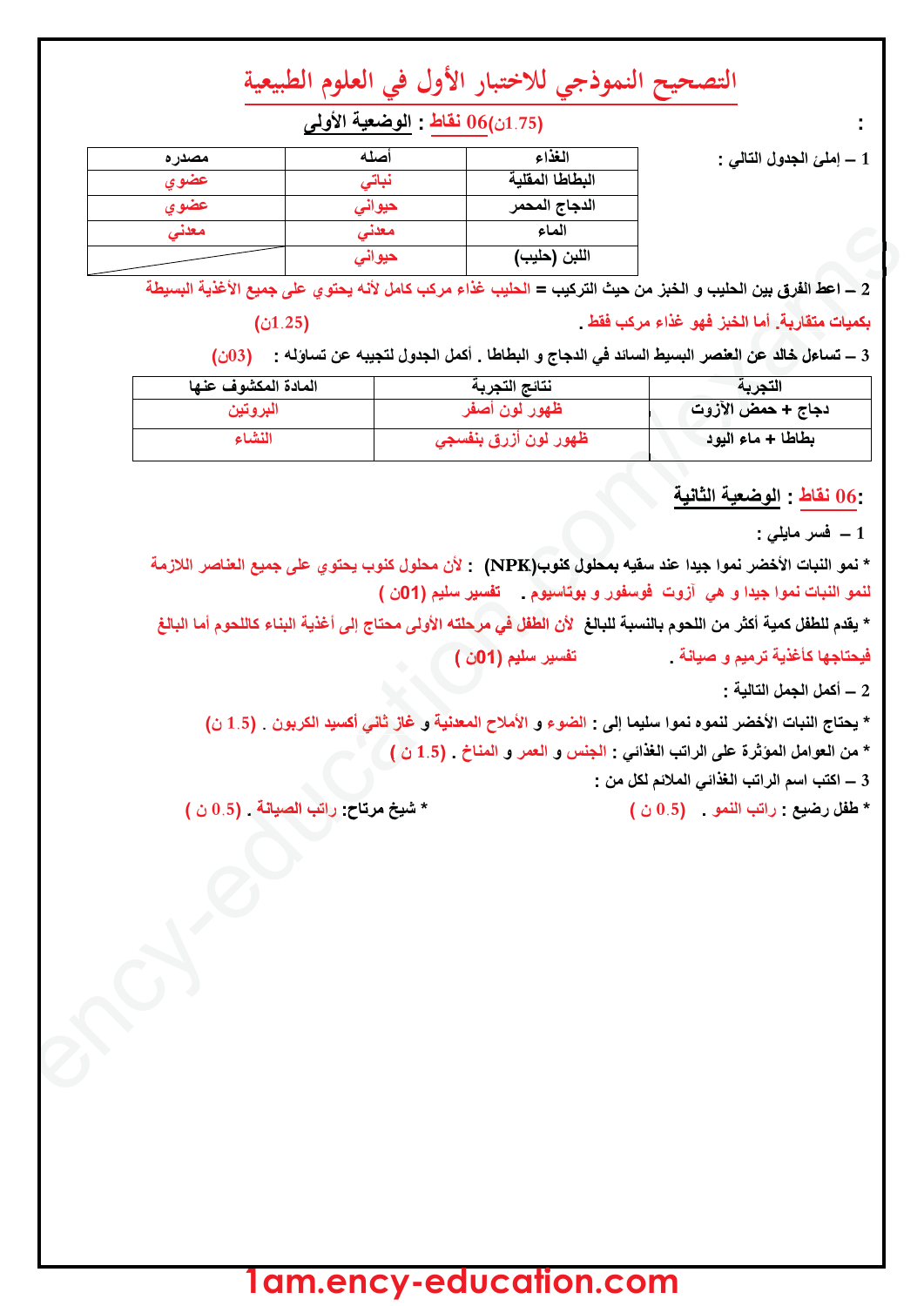# التصحيح النموذجي للاختبار الأول في العلوم الطبيعية

**الوضعية الأولى : 06 نقاط (1.75ن)**

:

1 – إملئ الجدول التالي :

| الغذاء | أصله | مصدره |
|---|---|---|
| البطاطا المقلية | نباتي | عضوي |
| الدجاج المحمر | حيواني | عضوي |
| الماء | معدني | معدني |
| اللبن (حليب) | حيواني | |

2 – اعط الفرق بين الحليب و الخبز من حيث التركيب = الحليب غذاء مركب كامل لأنه يحتوي على جميع الأغذية البسيطة بكميات متقاربة. أما الخبز فهو غذاء مركب فقط . (1.25ن)

3 – تساءل خالد عن العنصر البسيط السائد في الدجاج و البطاطا . أكمل الجدول لتجيبه عن تساؤله : (03ن)

| التجربة | نتائج التجربة | المادة المكشوف عنها |
|---|---|---|
| دجاج + حمض الآزوت | ظهور لون أصفر | البروتين |
| بطاطا + ماء اليود | ظهور لون أزرق بنفسجي | النشاء |

**الوضعية الثانية : 06 نقاط:**

1 – فسر مايلي :

* نمو النبات الأخضر نموا جيدا عند سقيه بمحلول كنوب(NPK) : لأن محلول كنوب يحتوي على جميع العناصر اللازمة لنمو النبات نموا جيدا و هي آزوت فوسفور و بوتاسيوم . تفسير سليم (01ن)

* يقدم للطفل كمية أكثر من اللحوم بالنسبة للبالغ لأن الطفل في مرحلته الأولى محتاج إلى أغذية البناء كاللحوم أما البالغ فيحتاجها كأغذية ترميم و صيانة . تفسير سليم (01ن)

2 – أكمل الجمل التالية :

* يحتاج النبات الأخضر لنموه نموا سليما إلى : الضوء و الأملاح المعدنية و غاز ثاني أكسيد الكربون . (1.5 ن)
* من العوامل المؤثرة على الراتب الغذائي : الجنس و العمر و المناخ . (1.5 ن)

3 – اكتب اسم الراتب الغذائي الملائم لكل من :

* طفل رضيع : راتب النمو . (0.5 ن)
* شيخ مرتاح: راتب الصيانة . (0.5 ن)